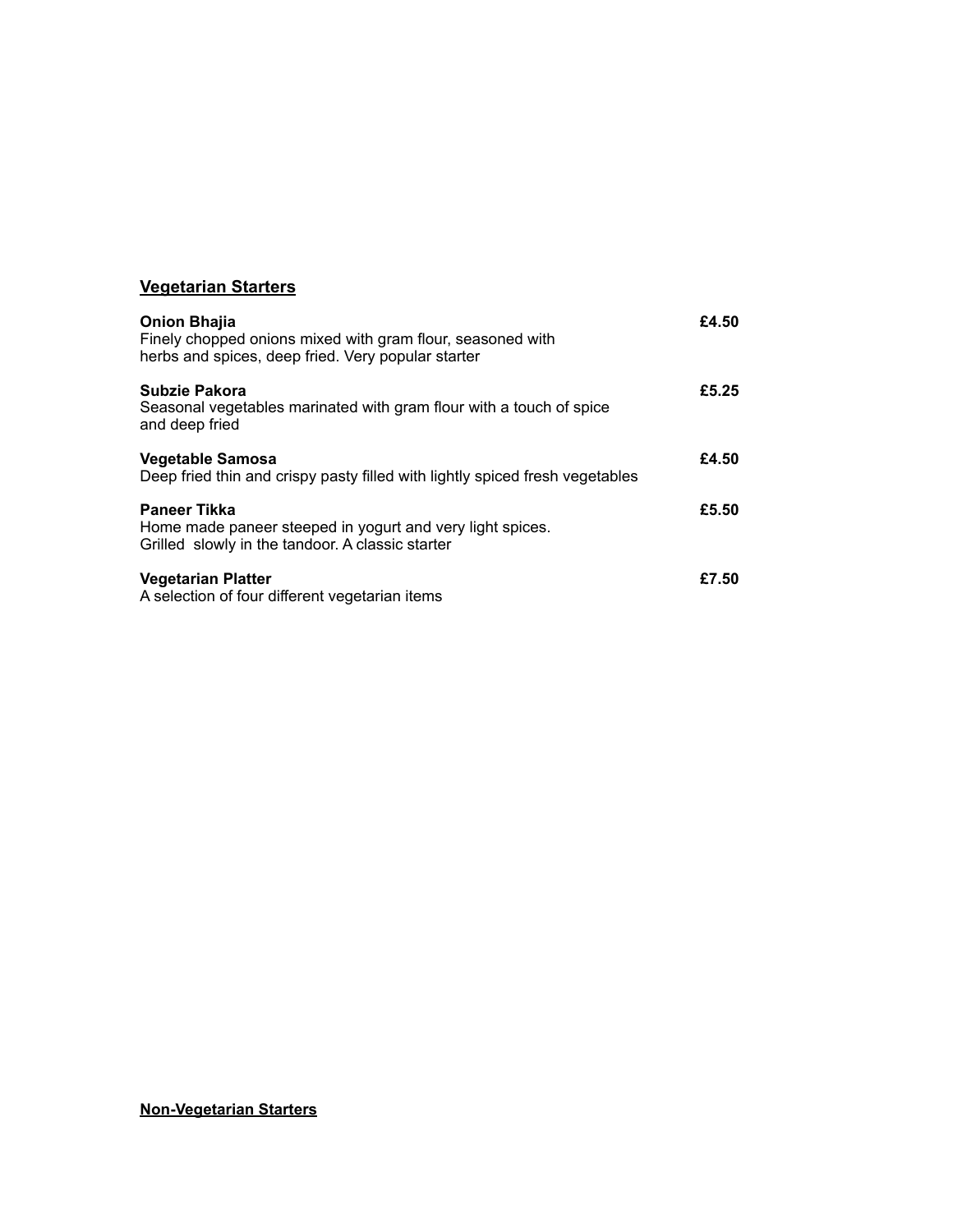## Vegetarian Starters

**Onion Bhajia** **£4.50**
Finely chopped onions mixed with gram flour, seasoned with
herbs and spices, deep fried. Very popular starter

**Subzie Pakora** **£5.25**
Seasonal vegetables marinated with gram flour with a touch of spice
and deep fried

**Vegetable Samosa** **£4.50**
Deep fried thin and crispy pasty filled with lightly spiced fresh vegetables

**Paneer Tikka** **£5.50**
Home made paneer steeped in yogurt and very light spices.
Grilled slowly in the tandoor. A classic starter

**Vegetarian Platter** **£7.50**
A selection of four different vegetarian items

## Non-Vegetarian Starters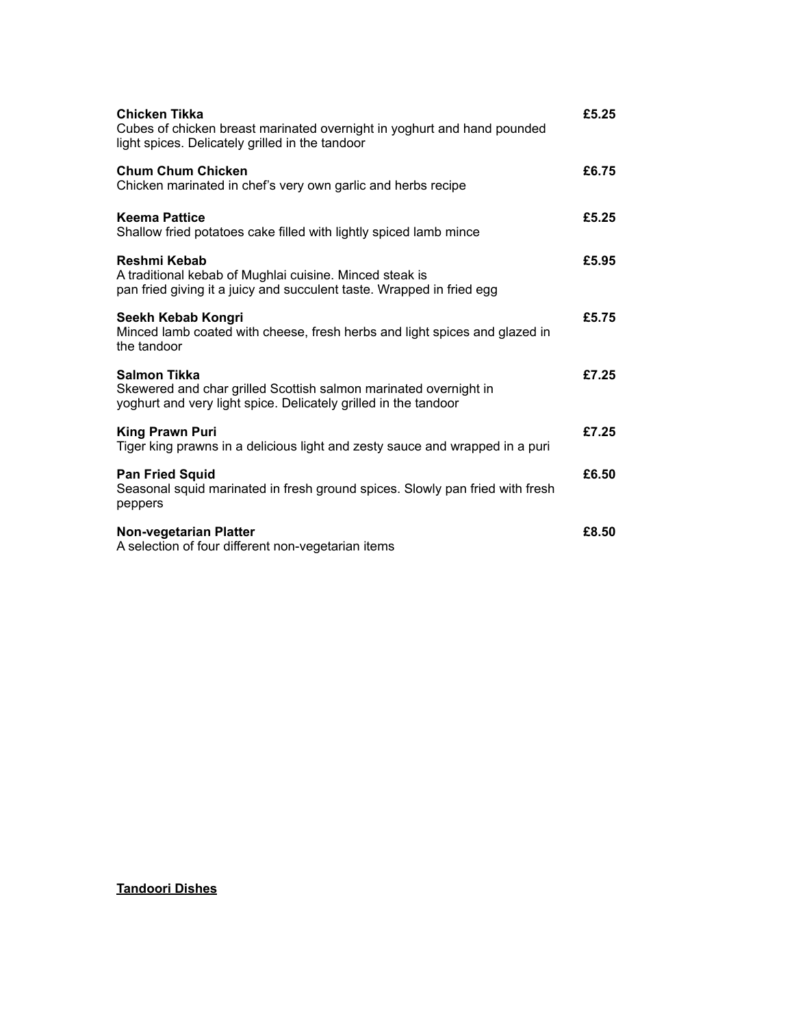**Chicken Tikka** **£5.25**
Cubes of chicken breast marinated overnight in yoghurt and hand pounded light spices. Delicately grilled in the tandoor

**Chum Chum Chicken** **£6.75**
Chicken marinated in chef's very own garlic and herbs recipe

**Keema Pattice** **£5.25**
Shallow fried potatoes cake filled with lightly spiced lamb mince

**Reshmi Kebab** **£5.95**
A traditional kebab of Mughlai cuisine. Minced steak is pan fried giving it a juicy and succulent taste. Wrapped in fried egg

**Seekh Kebab Kongri** **£5.75**
Minced lamb coated with cheese, fresh herbs and light spices and glazed in the tandoor

**Salmon Tikka** **£7.25**
Skewered and char grilled Scottish salmon marinated overnight in yoghurt and very light spice. Delicately grilled in the tandoor

**King Prawn Puri** **£7.25**
Tiger king prawns in a delicious light and zesty sauce and wrapped in a puri

**Pan Fried Squid** **£6.50**
Seasonal squid marinated in fresh ground spices. Slowly pan fried with fresh peppers

**Non-vegetarian Platter** **£8.50**
A selection of four different non-vegetarian items

## Tandoori Dishes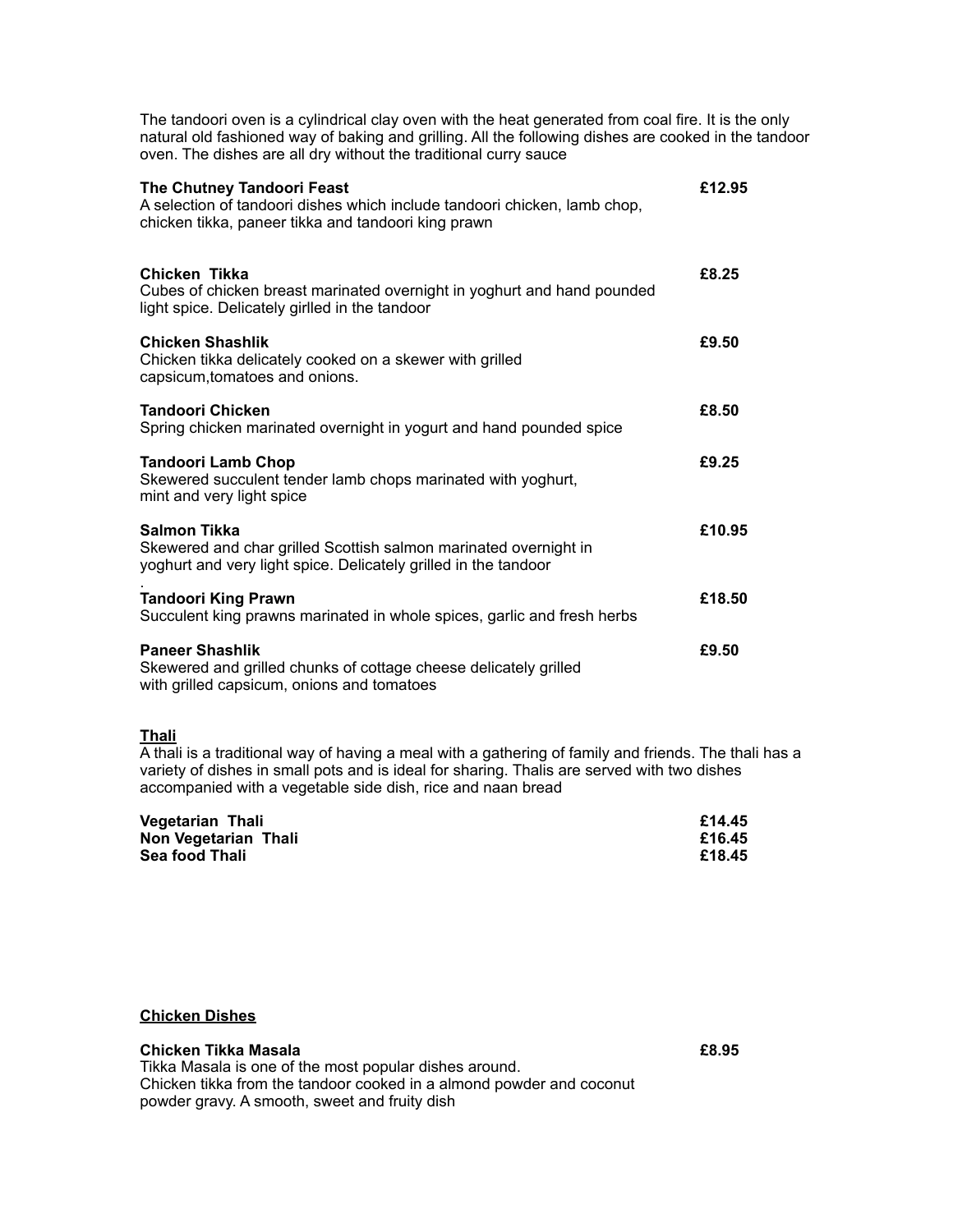The tandoori oven is a cylindrical clay oven with the heat generated from coal fire. It is the only natural old fashioned way of baking and grilling. All the following dishes are cooked in the tandoor oven. The dishes are all dry without the traditional curry sauce

**The Chutney Tandoori Feast** **£12.95**
A selection of tandoori dishes which include tandoori chicken, lamb chop, chicken tikka, paneer tikka and tandoori king prawn

**Chicken Tikka** **£8.25**
Cubes of chicken breast marinated overnight in yoghurt and hand pounded light spice. Delicately girlled in the tandoor

**Chicken Shashlik** **£9.50**
Chicken tikka delicately cooked on a skewer with grilled capsicum,tomatoes and onions.

**Tandoori Chicken** **£8.50**
Spring chicken marinated overnight in yogurt and hand pounded spice

**Tandoori Lamb Chop** **£9.25**
Skewered succulent tender lamb chops marinated with yoghurt, mint and very light spice

**Salmon Tikka** **£10.95**
Skewered and char grilled Scottish salmon marinated overnight in yoghurt and very light spice. Delicately grilled in the tandoor
.

**Tandoori King Prawn** **£18.50**
Succulent king prawns marinated in whole spices, garlic and fresh herbs

**Paneer Shashlik** **£9.50**
Skewered and grilled chunks of cottage cheese delicately grilled with grilled capsicum, onions and tomatoes

## Thali

A thali is a traditional way of having a meal with a gathering of family and friends. The thali has a variety of dishes in small pots and is ideal for sharing. Thalis are served with two dishes accompanied with a vegetable side dish, rice and naan bread

**Vegetarian Thali** **£14.45**
**Non Vegetarian Thali** **£16.45**
**Sea food Thali** **£18.45**

## Chicken Dishes

**Chicken Tikka Masala** **£8.95**
Tikka Masala is one of the most popular dishes around.
Chicken tikka from the tandoor cooked in a almond powder and coconut powder gravy. A smooth, sweet and fruity dish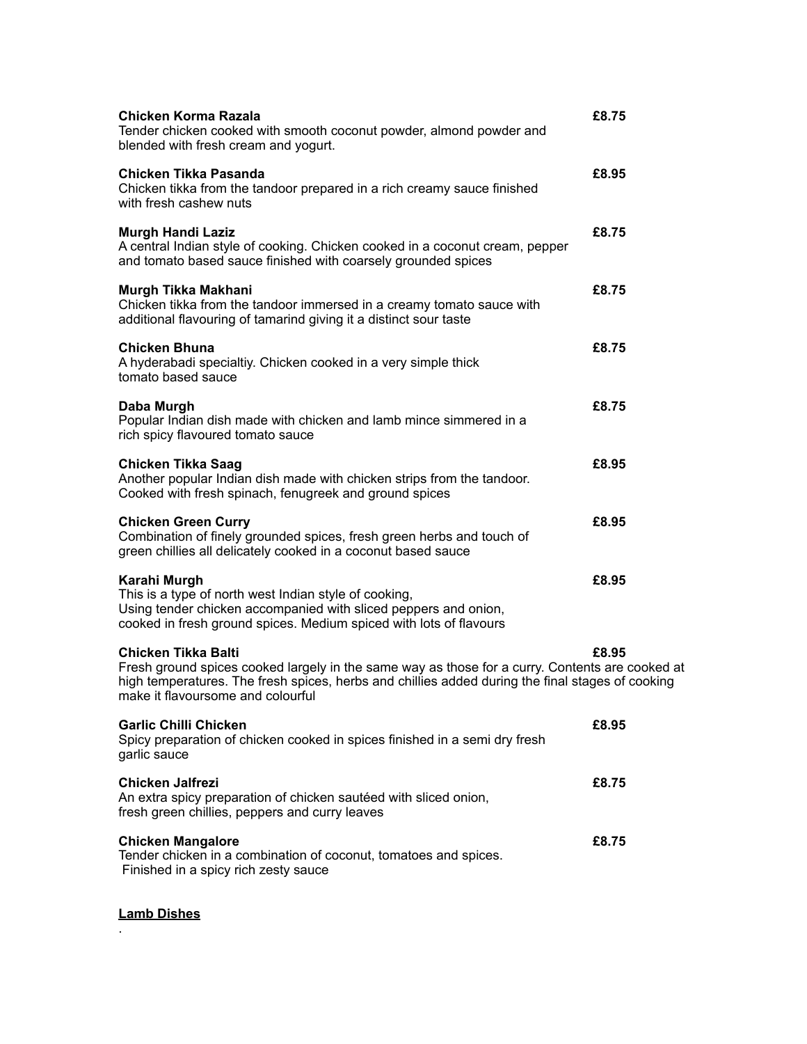**Chicken Korma Razala** **£8.75**
Tender chicken cooked with smooth coconut powder, almond powder and blended with fresh cream and yogurt.

**Chicken Tikka Pasanda** **£8.95**
Chicken tikka from the tandoor prepared in a rich creamy sauce finished with fresh cashew nuts

**Murgh Handi Laziz** **£8.75**
A central Indian style of cooking. Chicken cooked in a coconut cream, pepper and tomato based sauce finished with coarsely grounded spices

**Murgh Tikka Makhani** **£8.75**
Chicken tikka from the tandoor immersed in a creamy tomato sauce with additional flavouring of tamarind giving it a distinct sour taste

**Chicken Bhuna** **£8.75**
A hyderabadi specialtiy. Chicken cooked in a very simple thick tomato based sauce

**Daba Murgh** **£8.75**
Popular Indian dish made with chicken and lamb mince simmered in a rich spicy flavoured tomato sauce

**Chicken Tikka Saag** **£8.95**
Another popular Indian dish made with chicken strips from the tandoor. Cooked with fresh spinach, fenugreek and ground spices

**Chicken Green Curry** **£8.95**
Combination of finely grounded spices, fresh green herbs and touch of green chillies all delicately cooked in a coconut based sauce

**Karahi Murgh** **£8.95**
This is a type of north west Indian style of cooking,
Using tender chicken accompanied with sliced peppers and onion, cooked in fresh ground spices. Medium spiced with lots of flavours

**Chicken Tikka Balti** **£8.95**
Fresh ground spices cooked largely in the same way as those for a curry. Contents are cooked at high temperatures. The fresh spices, herbs and chillies added during the final stages of cooking make it flavoursome and colourful

**Garlic Chilli Chicken** **£8.95**
Spicy preparation of chicken cooked in spices finished in a semi dry fresh garlic sauce

**Chicken Jalfrezi** **£8.75**
An extra spicy preparation of chicken sautéed with sliced onion, fresh green chillies, peppers and curry leaves

**Chicken Mangalore** **£8.75**
Tender chicken in a combination of coconut, tomatoes and spices. Finished in a spicy rich zesty sauce

**Lamb Dishes**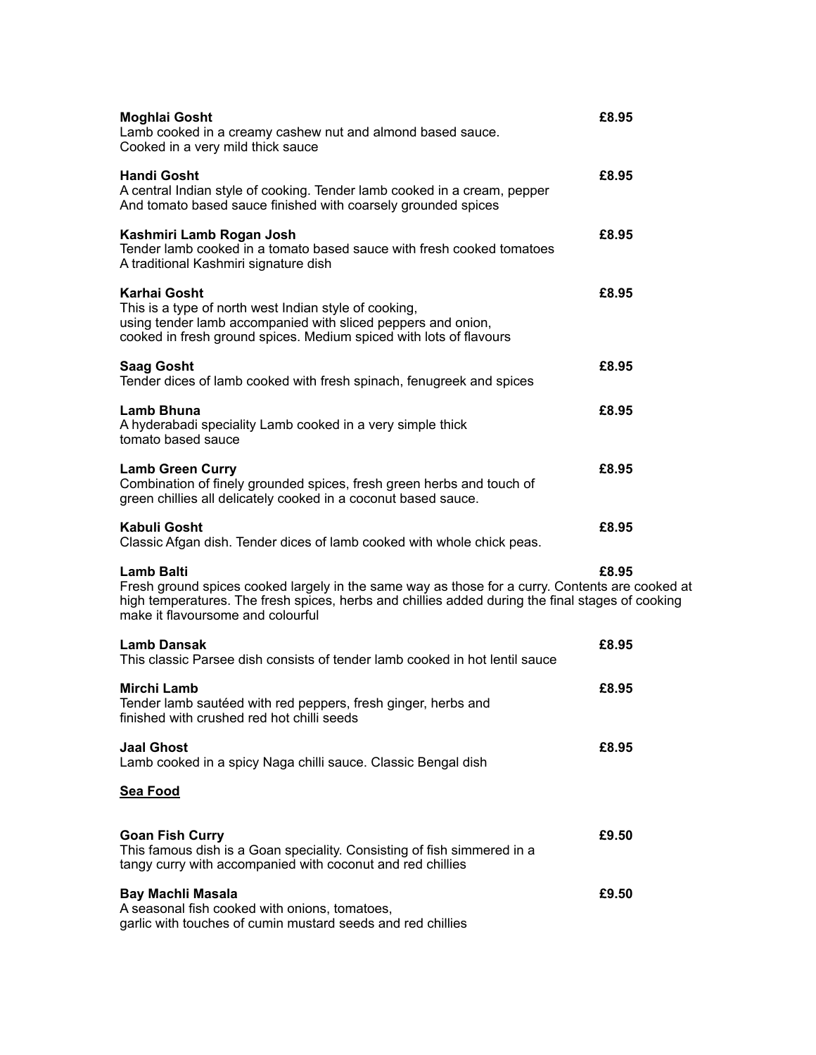**Moghlai Gosht** **£8.95**
Lamb cooked in a creamy cashew nut and almond based sauce.
Cooked in a very mild thick sauce

**Handi Gosht** **£8.95**
A central Indian style of cooking. Tender lamb cooked in a cream, pepper
And tomato based sauce finished with coarsely grounded spices

**Kashmiri Lamb Rogan Josh** **£8.95**
Tender lamb cooked in a tomato based sauce with fresh cooked tomatoes
A traditional Kashmiri signature dish

**Karhai Gosht** **£8.95**
This is a type of north west Indian style of cooking,
using tender lamb accompanied with sliced peppers and onion,
cooked in fresh ground spices. Medium spiced with lots of flavours

**Saag Gosht** **£8.95**
Tender dices of lamb cooked with fresh spinach, fenugreek and spices

**Lamb Bhuna** **£8.95**
A hyderabadi speciality Lamb cooked in a very simple thick
tomato based sauce

**Lamb Green Curry** **£8.95**
Combination of finely grounded spices, fresh green herbs and touch of
green chillies all delicately cooked in a coconut based sauce.

**Kabuli Gosht** **£8.95**
Classic Afgan dish. Tender dices of lamb cooked with whole chick peas.

**Lamb Balti** **£8.95**
Fresh ground spices cooked largely in the same way as those for a curry. Contents are cooked at high temperatures. The fresh spices, herbs and chillies added during the final stages of cooking make it flavoursome and colourful

**Lamb Dansak** **£8.95**
This classic Parsee dish consists of tender lamb cooked in hot lentil sauce

**Mirchi Lamb** **£8.95**
Tender lamb sautéed with red peppers, fresh ginger, herbs and
finished with crushed red hot chilli seeds

**Jaal Ghost** **£8.95**
Lamb cooked in a spicy Naga chilli sauce. Classic Bengal dish

## Sea Food

**Goan Fish Curry** **£9.50**
This famous dish is a Goan speciality. Consisting of fish simmered in a
tangy curry with accompanied with coconut and red chillies

**Bay Machli Masala** **£9.50**
A seasonal fish cooked with onions, tomatoes,
garlic with touches of cumin mustard seeds and red chillies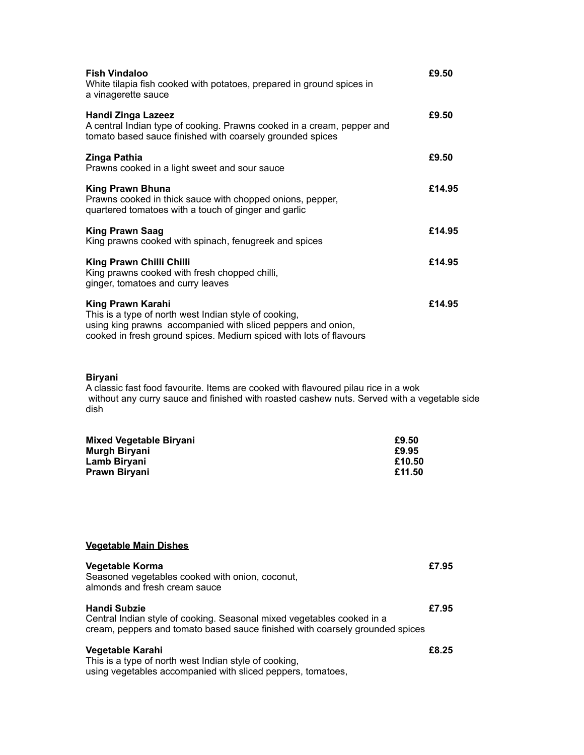**Fish Vindaloo** **£9.50**
White tilapia fish cooked with potatoes, prepared in ground spices in a vinagerette sauce

**Handi Zinga Lazeez** **£9.50**
A central Indian type of cooking. Prawns cooked in a cream, pepper and tomato based sauce finished with coarsely grounded spices

**Zinga Pathia** **£9.50**
Prawns cooked in a light sweet and sour sauce

**King Prawn Bhuna** **£14.95**
Prawns cooked in thick sauce with chopped onions, pepper, quartered tomatoes with a touch of ginger and garlic

**King Prawn Saag** **£14.95**
King prawns cooked with spinach, fenugreek and spices

**King Prawn Chilli Chilli** **£14.95**
King prawns cooked with fresh chopped chilli, ginger, tomatoes and curry leaves

**King Prawn Karahi** **£14.95**
This is a type of north west Indian style of cooking, using king prawns accompanied with sliced peppers and onion, cooked in fresh ground spices. Medium spiced with lots of flavours

**Biryani**
A classic fast food favourite. Items are cooked with flavoured pilau rice in a wok without any curry sauce and finished with roasted cashew nuts. Served with a vegetable side dish

**Mixed Vegetable Biryani** **£9.50**
**Murgh Biryani** **£9.95**
**Lamb Biryani** **£10.50**
**Prawn Biryani** **£11.50**

## Vegetable Main Dishes

**Vegetable Korma** **£7.95**
Seasoned vegetables cooked with onion, coconut, almonds and fresh cream sauce

**Handi Subzie** **£7.95**
Central Indian style of cooking. Seasonal mixed vegetables cooked in a cream, peppers and tomato based sauce finished with coarsely grounded spices

**Vegetable Karahi** **£8.25**
This is a type of north west Indian style of cooking, using vegetables accompanied with sliced peppers, tomatoes,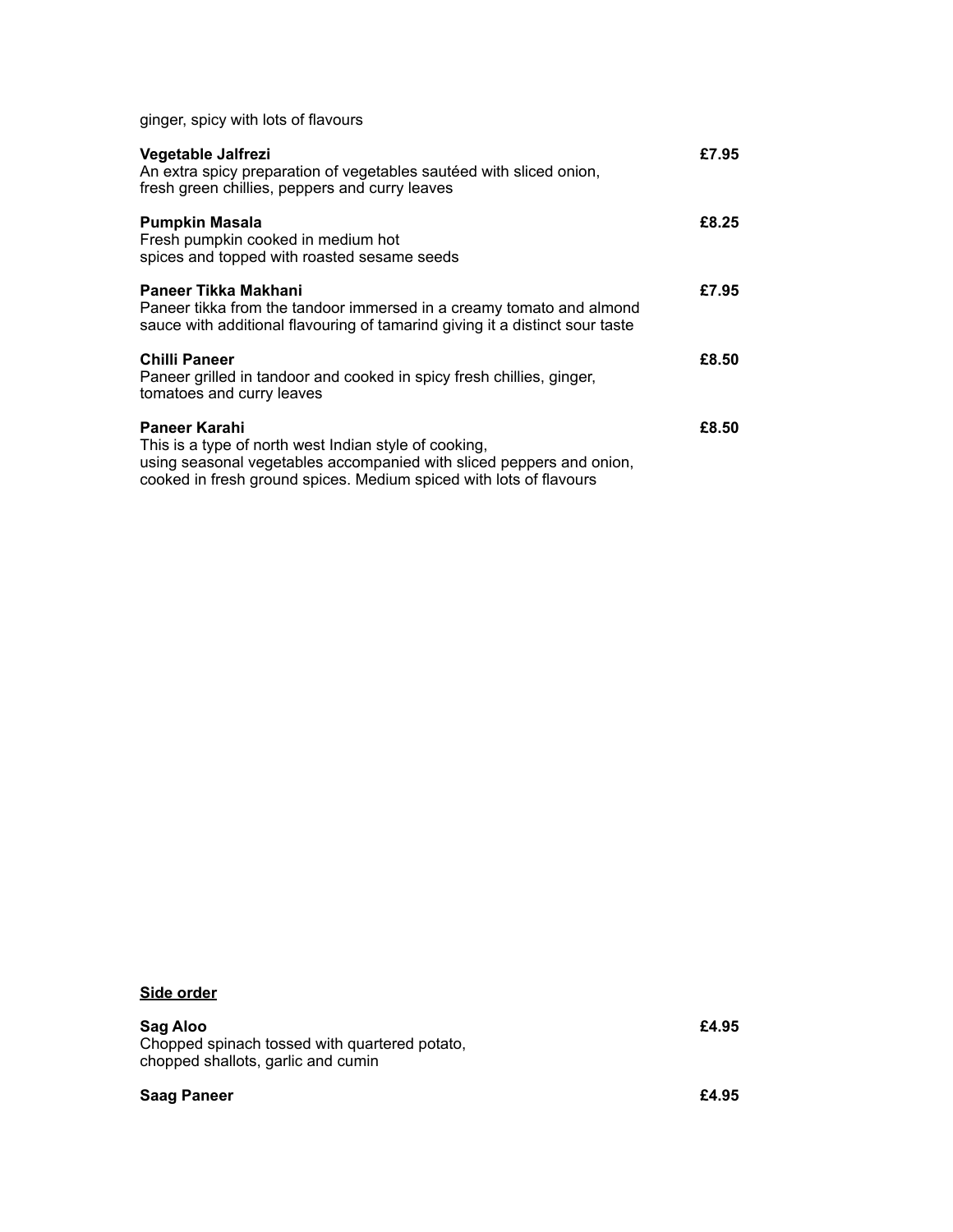ginger, spicy with lots of flavours

**Vegetable Jalfrezi** **£7.95**
An extra spicy preparation of vegetables sautéed with sliced onion, fresh green chillies, peppers and curry leaves

**Pumpkin Masala** **£8.25**
Fresh pumpkin cooked in medium hot spices and topped with roasted sesame seeds

**Paneer Tikka Makhani** **£7.95**
Paneer tikka from the tandoor immersed in a creamy tomato and almond sauce with additional flavouring of tamarind giving it a distinct sour taste

**Chilli Paneer** **£8.50**
Paneer grilled in tandoor and cooked in spicy fresh chillies, ginger, tomatoes and curry leaves

**Paneer Karahi** **£8.50**
This is a type of north west Indian style of cooking, using seasonal vegetables accompanied with sliced peppers and onion, cooked in fresh ground spices. Medium spiced with lots of flavours

## Side order

**Sag Aloo** **£4.95**
Chopped spinach tossed with quartered potato, chopped shallots, garlic and cumin

**Saag Paneer** **£4.95**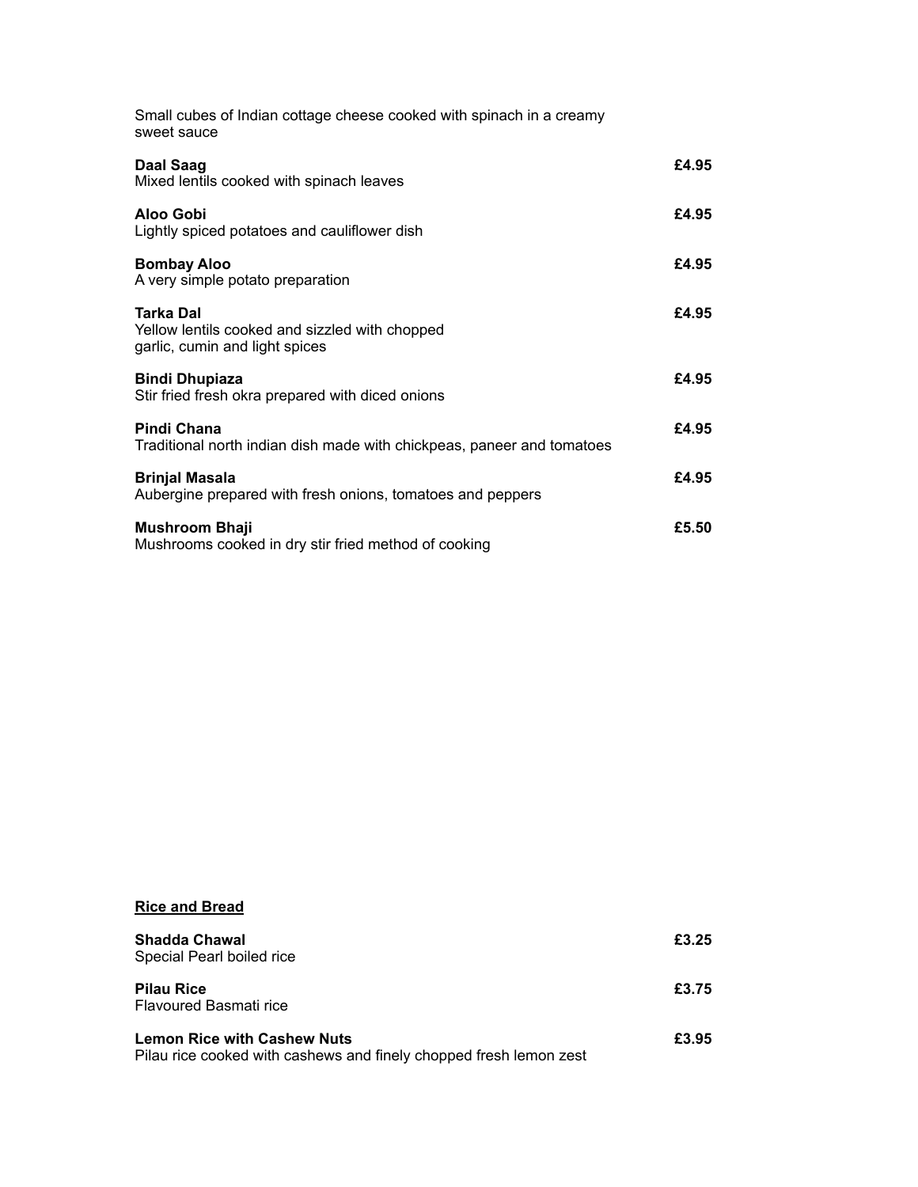Small cubes of Indian cottage cheese cooked with spinach in a creamy sweet sauce

**Daal Saag** **£4.95**
Mixed lentils cooked with spinach leaves

**Aloo Gobi** **£4.95**
Lightly spiced potatoes and cauliflower dish

**Bombay Aloo** **£4.95**
A very simple potato preparation

**Tarka Dal** **£4.95**
Yellow lentils cooked and sizzled with chopped garlic, cumin and light spices

**Bindi Dhupiaza** **£4.95**
Stir fried fresh okra prepared with diced onions

**Pindi Chana** **£4.95**
Traditional north indian dish made with chickpeas, paneer and tomatoes

**Brinjal Masala** **£4.95**
Aubergine prepared with fresh onions, tomatoes and peppers

**Mushroom Bhaji** **£5.50**
Mushrooms cooked in dry stir fried method of cooking

## **Rice and Bread**

**Shadda Chawal** **£3.25**
Special Pearl boiled rice

**Pilau Rice** **£3.75**
Flavoured Basmati rice

**Lemon Rice with Cashew Nuts** **£3.95**
Pilau rice cooked with cashews and finely chopped fresh lemon zest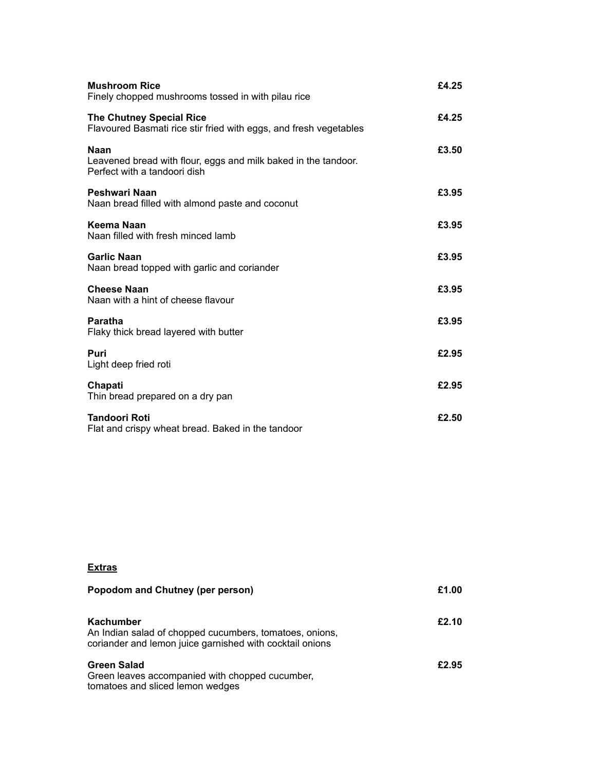**Mushroom Rice** £4.25
Finely chopped mushrooms tossed in with pilau rice

**The Chutney Special Rice** £4.25
Flavoured Basmati rice stir fried with eggs, and fresh vegetables

**Naan** £3.50
Leavened bread with flour, eggs and milk baked in the tandoor.
Perfect with a tandoori dish

**Peshwari Naan** £3.95
Naan bread filled with almond paste and coconut

**Keema Naan** £3.95
Naan filled with fresh minced lamb

**Garlic Naan** £3.95
Naan bread topped with garlic and coriander

**Cheese Naan** £3.95
Naan with a hint of cheese flavour

**Paratha** £3.95
Flaky thick bread layered with butter

**Puri** £2.95
Light deep fried roti

**Chapati** £2.95
Thin bread prepared on a dry pan

**Tandoori Roti** £2.50
Flat and crispy wheat bread. Baked in the tandoor

**Extras**

**Popodom and Chutney (per person)** £1.00

**Kachumber** £2.10
An Indian salad of chopped cucumbers, tomatoes, onions,
coriander and lemon juice garnished with cocktail onions

**Green Salad** £2.95
Green leaves accompanied with chopped cucumber,
tomatoes and sliced lemon wedges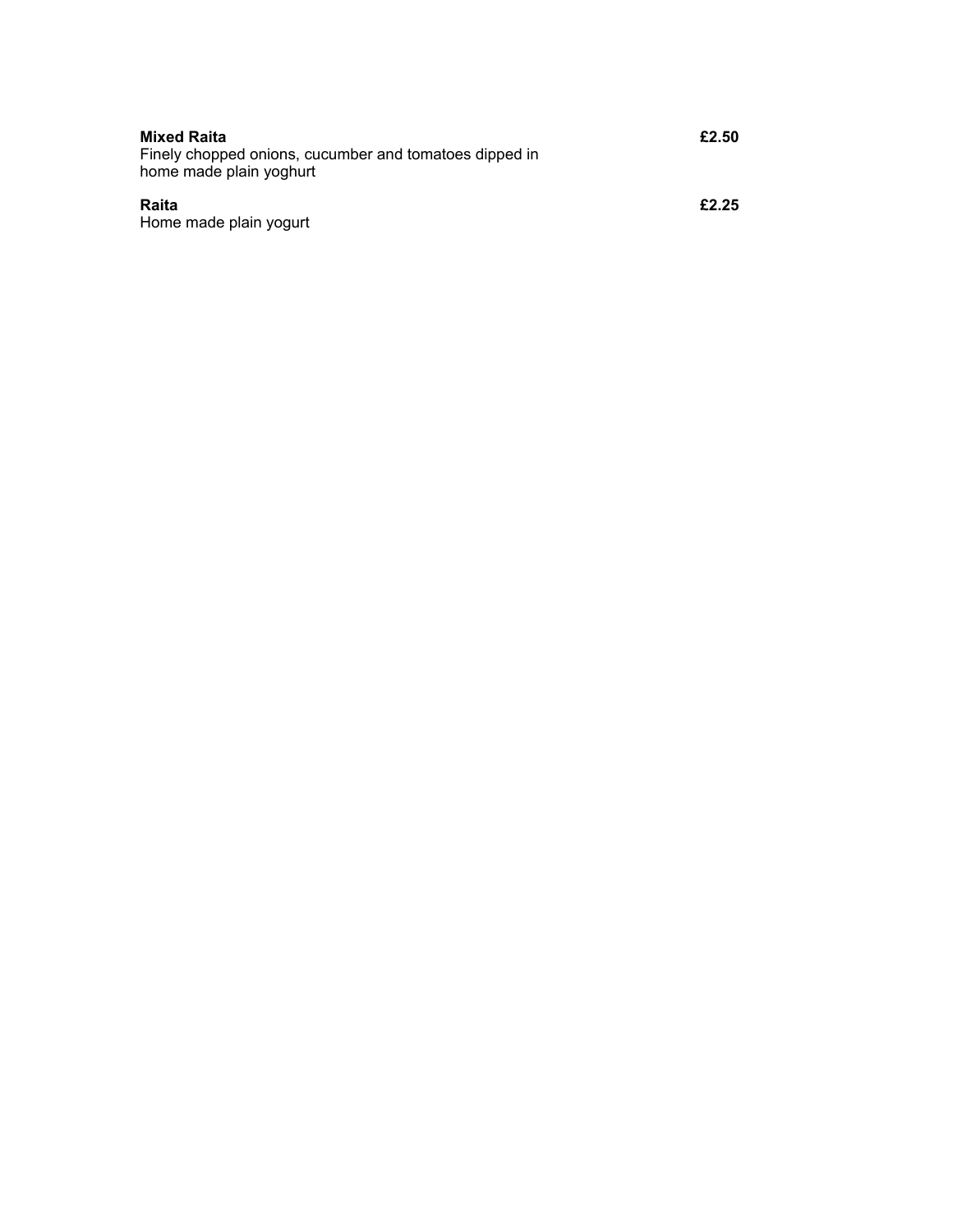**Mixed Raita** **£2.50**
Finely chopped onions, cucumber and tomatoes dipped in home made plain yoghurt

**Raita** **£2.25**
Home made plain yogurt